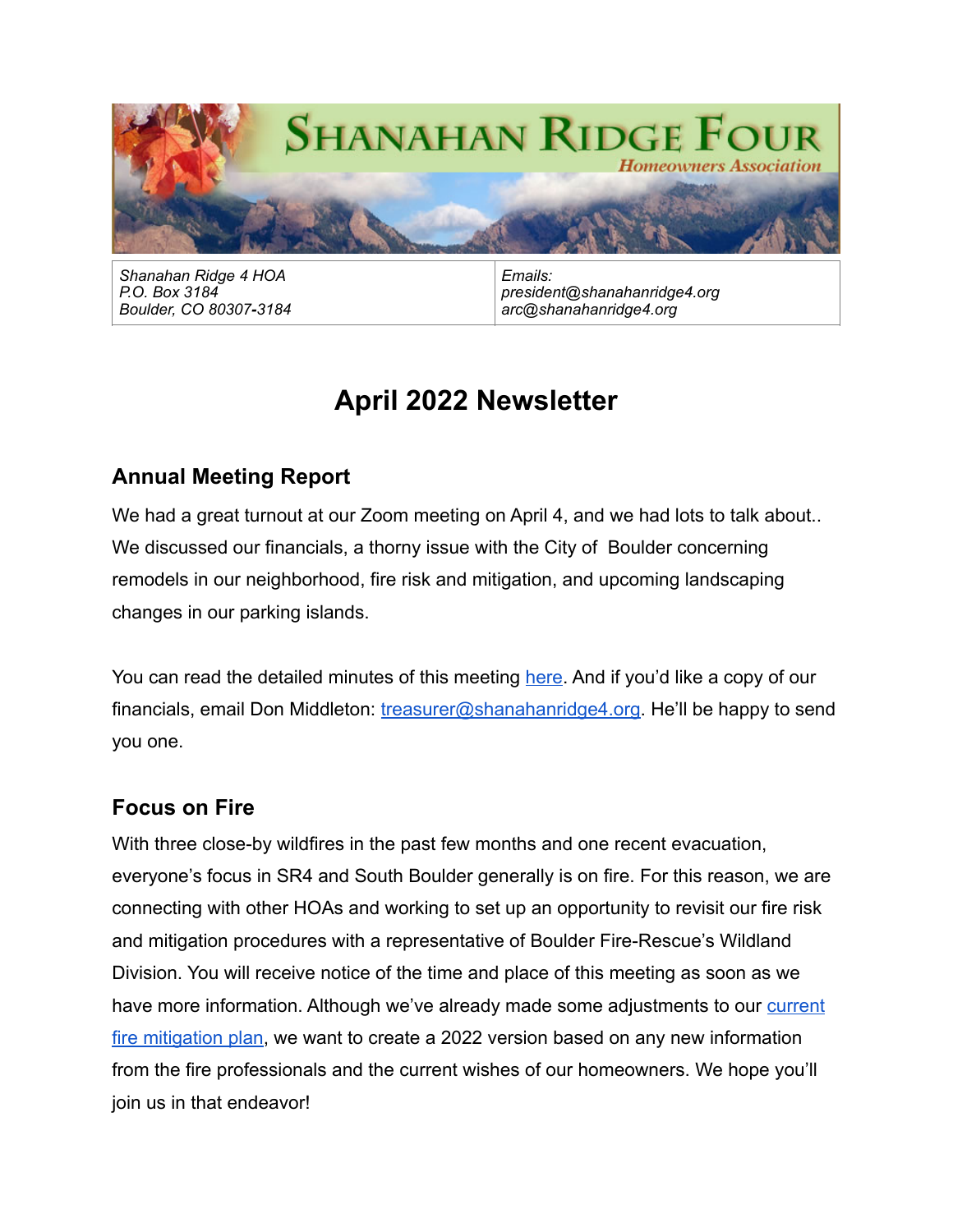# Shanahan Ridge Four

*Homeowners Association*

| *Shanahan Ridge 4 HOA*<br>*P.O. Box 3184*<br>*Boulder, CO 80307-3184* | *Emails:*<br>*president@shanahanridge4.org*<br>*arc@shanahanridge4.org* |
|---|---|

# April 2022 Newsletter

## Annual Meeting Report

We had a great turnout at our Zoom meeting on April 4, and we had lots to talk about.. We discussed our financials, a thorny issue with the City of Boulder concerning remodels in our neighborhood, fire risk and mitigation, and upcoming landscaping changes in our parking islands.

You can read the detailed minutes of this meeting here. And if you'd like a copy of our financials, email Don Middleton: treasurer@shanahanridge4.org. He'll be happy to send you one.

## Focus on Fire

With three close-by wildfires in the past few months and one recent evacuation, everyone's focus in SR4 and South Boulder generally is on fire. For this reason, we are connecting with other HOAs and working to set up an opportunity to revisit our fire risk and mitigation procedures with a representative of Boulder Fire-Rescue's Wildland Division. You will receive notice of the time and place of this meeting as soon as we have more information. Although we've already made some adjustments to our current fire mitigation plan, we want to create a 2022 version based on any new information from the fire professionals and the current wishes of our homeowners. We hope you'll join us in that endeavor!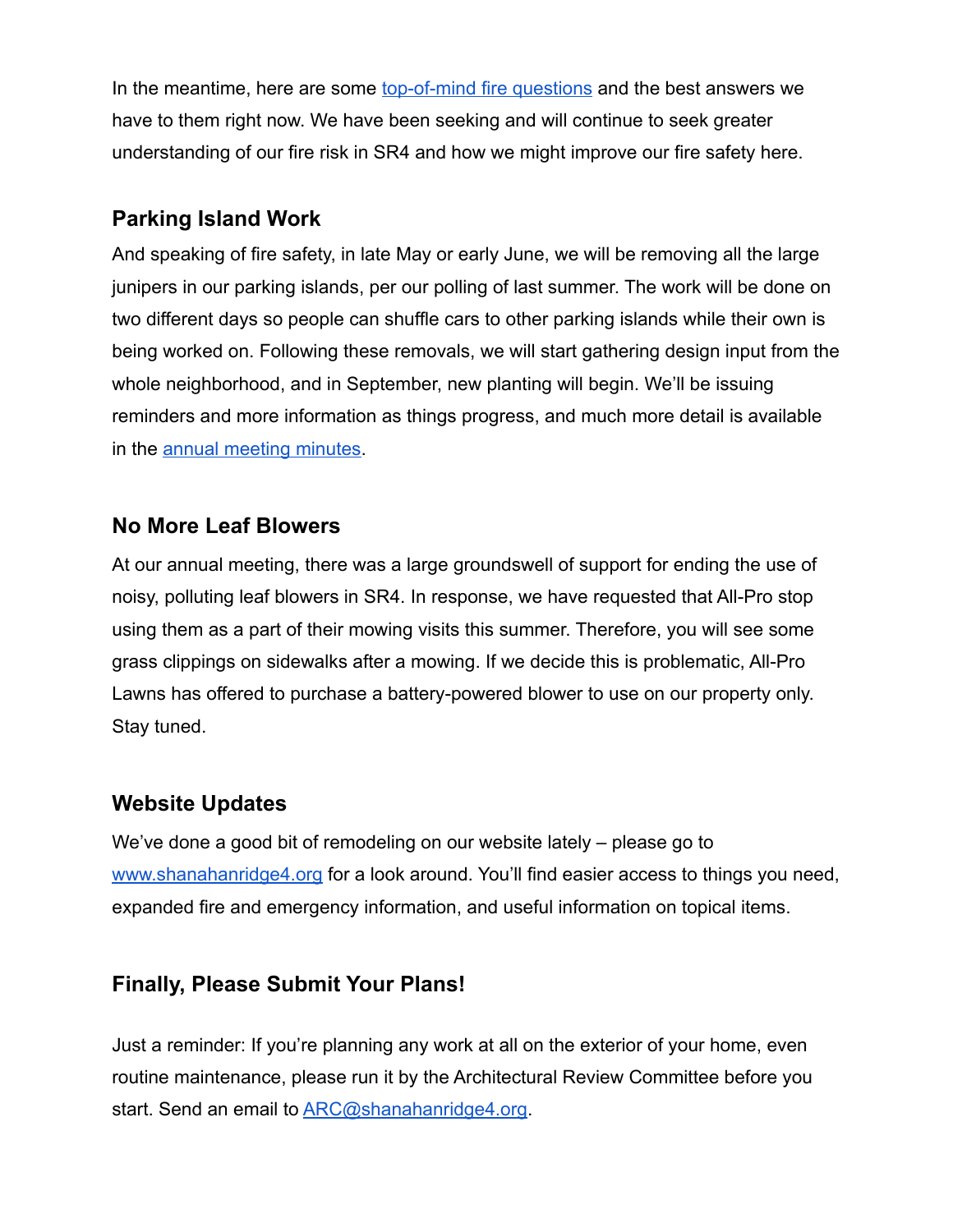In the meantime, here are some [top-of-mind fire questions] and the best answers we have to them right now. We have been seeking and will continue to seek greater understanding of our fire risk in SR4 and how we might improve our fire safety here.

## Parking Island Work

And speaking of fire safety, in late May or early June, we will be removing all the large junipers in our parking islands, per our polling of last summer. The work will be done on two different days so people can shuffle cars to other parking islands while their own is being worked on. Following these removals, we will start gathering design input from the whole neighborhood, and in September, new planting will begin. We'll be issuing reminders and more information as things progress, and much more detail is available in the [annual meeting minutes].

## No More Leaf Blowers

At our annual meeting, there was a large groundswell of support for ending the use of noisy, polluting leaf blowers in SR4. In response, we have requested that All-Pro stop using them as a part of their mowing visits this summer. Therefore, you will see some grass clippings on sidewalks after a mowing. If we decide this is problematic, All-Pro Lawns has offered to purchase a battery-powered blower to use on our property only. Stay tuned.

## Website Updates

We've done a good bit of remodeling on our website lately – please go to www.shanahanridge4.org for a look around. You'll find easier access to things you need, expanded fire and emergency information, and useful information on topical items.

## Finally, Please Submit Your Plans!

Just a reminder: If you're planning any work at all on the exterior of your home, even routine maintenance, please run it by the Architectural Review Committee before you start. Send an email to ARC@shanahanridge4.org.